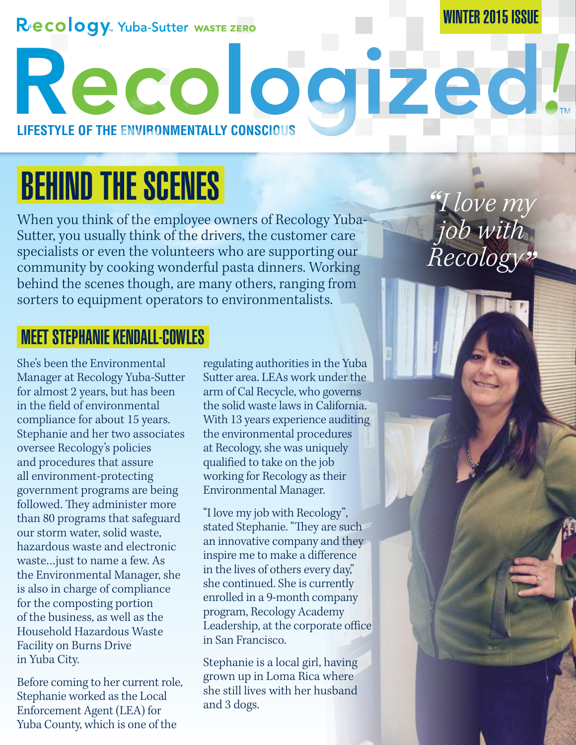Recology Yuba-Sutter WASTE ZERO

WINTER 2015 ISSUE

# Recologized!

LIFESTYLE OF THE ENVIRONMENTALLY CONSCIOUS

## BEHIND THE SCENES

When you think of the employee owners of Recology Yuba-Sutter, you usually think of the drivers, the customer care specialists or even the volunteers who are supporting our community by cooking wonderful pasta dinners. Working behind the scenes though, are many others, ranging from sorters to equipment operators to environmentalists.

*"I love my job with Recology"*

### MEET STEPHANIE KENDALL-COWLES

She's been the Environmental Manager at Recology Yuba-Sutter for almost 2 years, but has been in the field of environmental compliance for about 15 years. Stephanie and her two associates oversee Recology's policies and procedures that assure all environment-protecting government programs are being followed. They administer more than 80 programs that safeguard our storm water, solid waste, hazardous waste and electronic waste…just to name a few. As the Environmental Manager, she is also in charge of compliance for the composting portion of the business, as well as the Household Hazardous Waste Facility on Burns Drive in Yuba City.

Before coming to her current role, Stephanie worked as the Local Enforcement Agent (LEA) for Yuba County, which is one of the regulating authorities in the Yuba Sutter area. LEAs work under the arm of Cal Recycle, who governs the solid waste laws in California. With 13 years experience auditing the environmental procedures at Recology, she was uniquely qualified to take on the job working for Recology as their Environmental Manager.

"I love my job with Recology", stated Stephanie. "They are such an innovative company and they inspire me to make a difference in the lives of others every day," she continued. She is currently enrolled in a 9-month company program, Recology Academy Leadership, at the corporate office in San Francisco.

Stephanie is a local girl, having grown up in Loma Rica where she still lives with her husband and 3 dogs.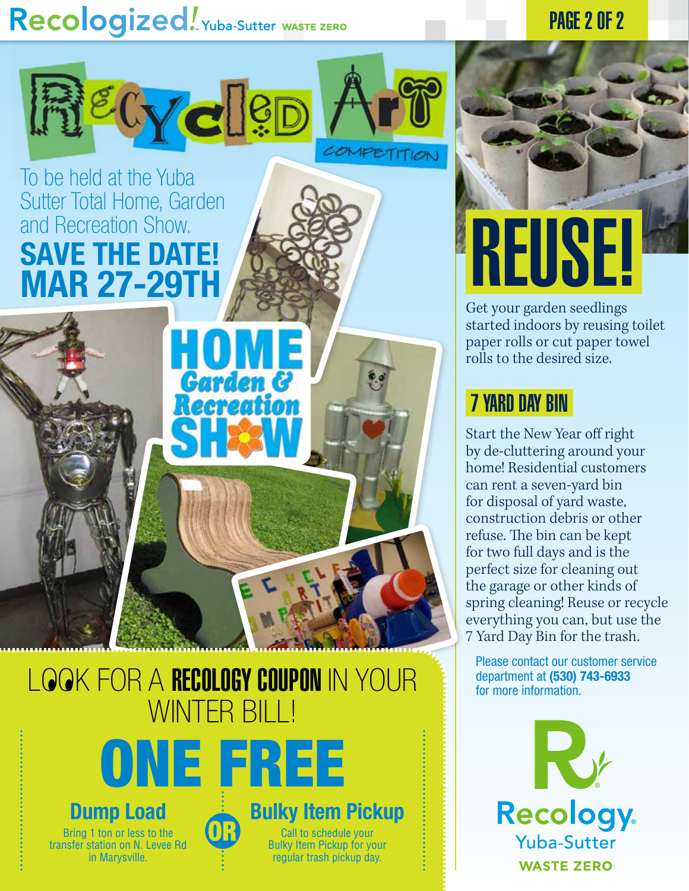# Recycled Art Competition

To be held at the Yuba Sutter Total Home, Garden and Recreation Show.

## SAVE THE DATE! MAR 27-29TH

## HOME Garden & Recreation SHOW

## LOOK FOR A **RECOLOGY COUPON** IN YOUR WINTER BILL!

# ONE FREE

### Dump Load

Bring 1 ton or less to the transfer station on N. Levee Rd in Marysville.

**OR**

### Bulky Item Pickup

Call to schedule your Bulky Item Pickup for your regular trash pickup day.

# REUSE!

Get your garden seedlings started indoors by reusing toilet paper rolls or cut paper towel rolls to the desired size.

## 7 YARD DAY BIN

Start the New Year off right by de-cluttering around your home! Residential customers can rent a seven-yard bin for disposal of yard waste, construction debris or other refuse. The bin can be kept for two full days and is the perfect size for cleaning out the garage or other kinds of spring cleaning! Reuse or recycle everything you can, but use the 7 Yard Day Bin for the trash.

Please contact our customer service department at **(530) 743-6933** for more information.

Recology Yuba-Sutter WASTE ZERO